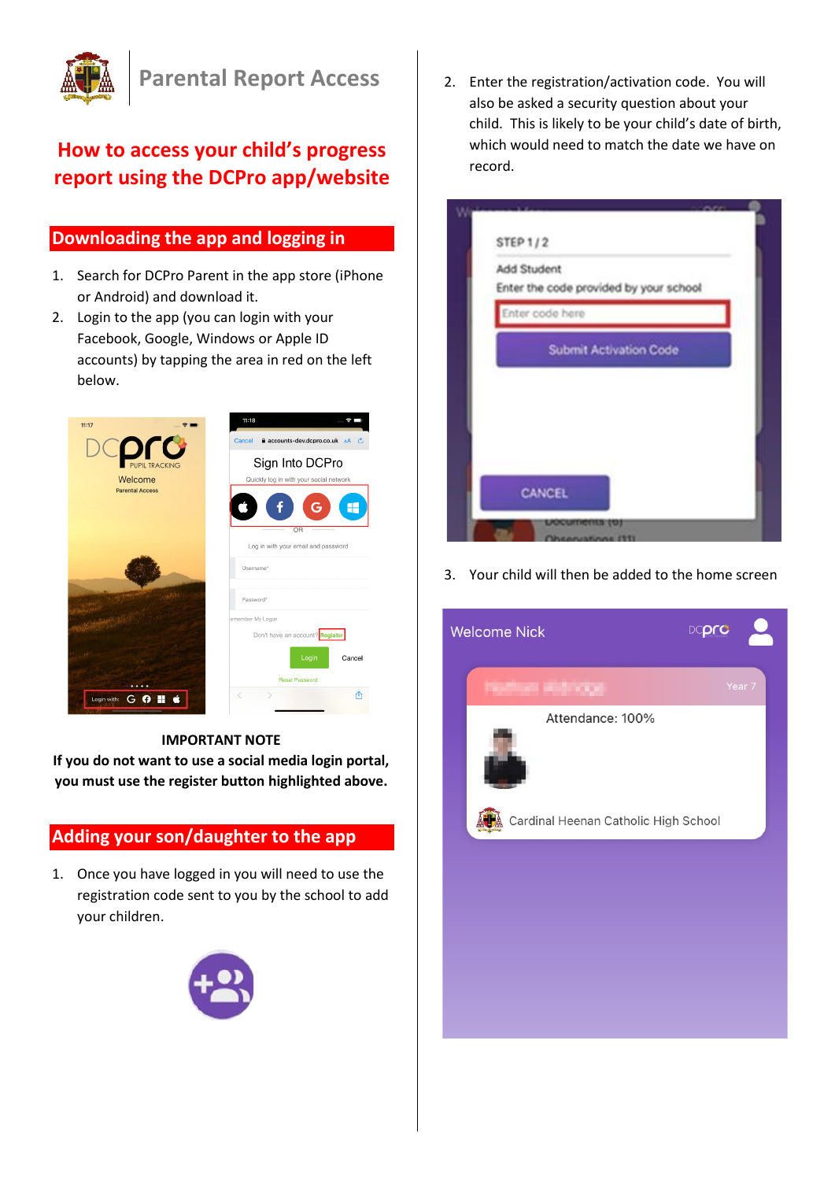# Parental Report Access

## How to access your child's progress report using the DCPro app/website

### Downloading the app and logging in

1. Search for DCPro Parent in the app store (iPhone or Android) and download it.
2. Login to the app (you can login with your Facebook, Google, Windows or Apple ID accounts) by tapping the area in red on the left below.

**IMPORTANT NOTE**
**If you do not want to use a social media login portal, you must use the register button highlighted above.**

### Adding your son/daughter to the app

1. Once you have logged in you will need to use the registration code sent to you by the school to add your children.
2. Enter the registration/activation code. You will also be asked a security question about your child. This is likely to be your child's date of birth, which would need to match the date we have on record.
3. Your child will then be added to the home screen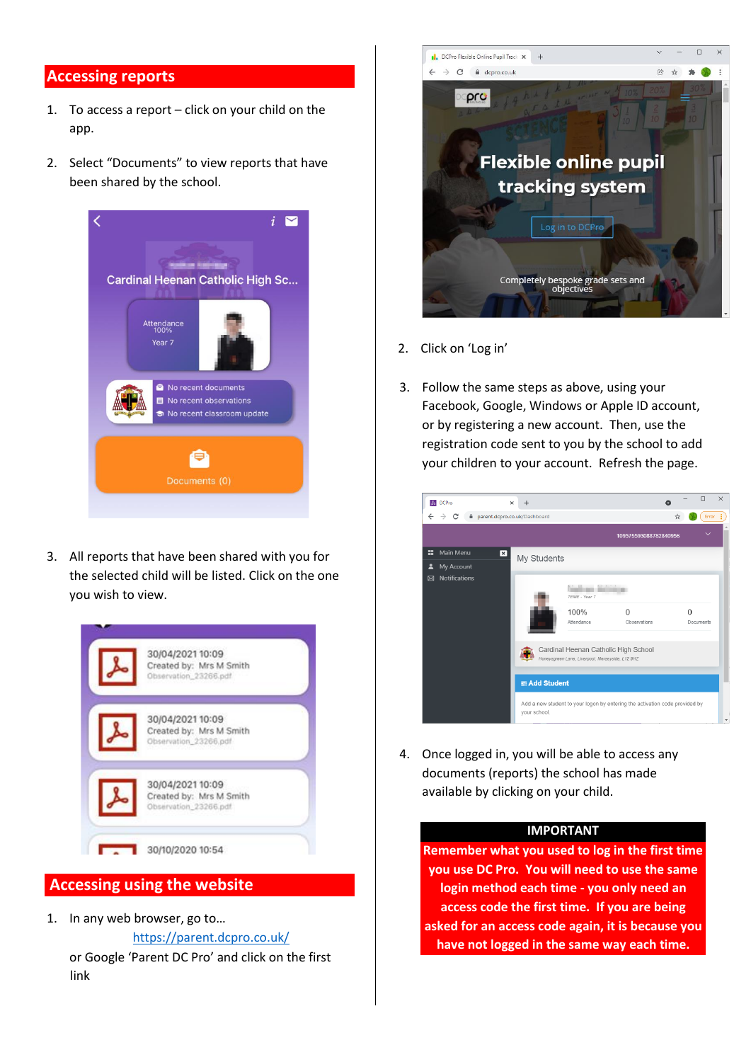## Accessing reports

1. To access a report – click on your child on the app.
2. Select "Documents" to view reports that have been shared by the school.
3. All reports that have been shared with you for the selected child will be listed. Click on the one you wish to view.

## Accessing using the website

1. In any web browser, go to…
   [https://parent.dcpro.co.uk/](https://parent.dcpro.co.uk/)
   or Google 'Parent DC Pro' and click on the first link
2. Click on 'Log in'
3. Follow the same steps as above, using your Facebook, Google, Windows or Apple ID account, or by registering a new account. Then, use the registration code sent to you by the school to add your children to your account. Refresh the page.
4. Once logged in, you will be able to access any documents (reports) the school has made available by clicking on your child.

**IMPORTANT**

**Remember what you used to log in the first time you use DC Pro. You will need to use the same login method each time - you only need an access code the first time. If you are being asked for an access code again, it is because you have not logged in the same way each time.**